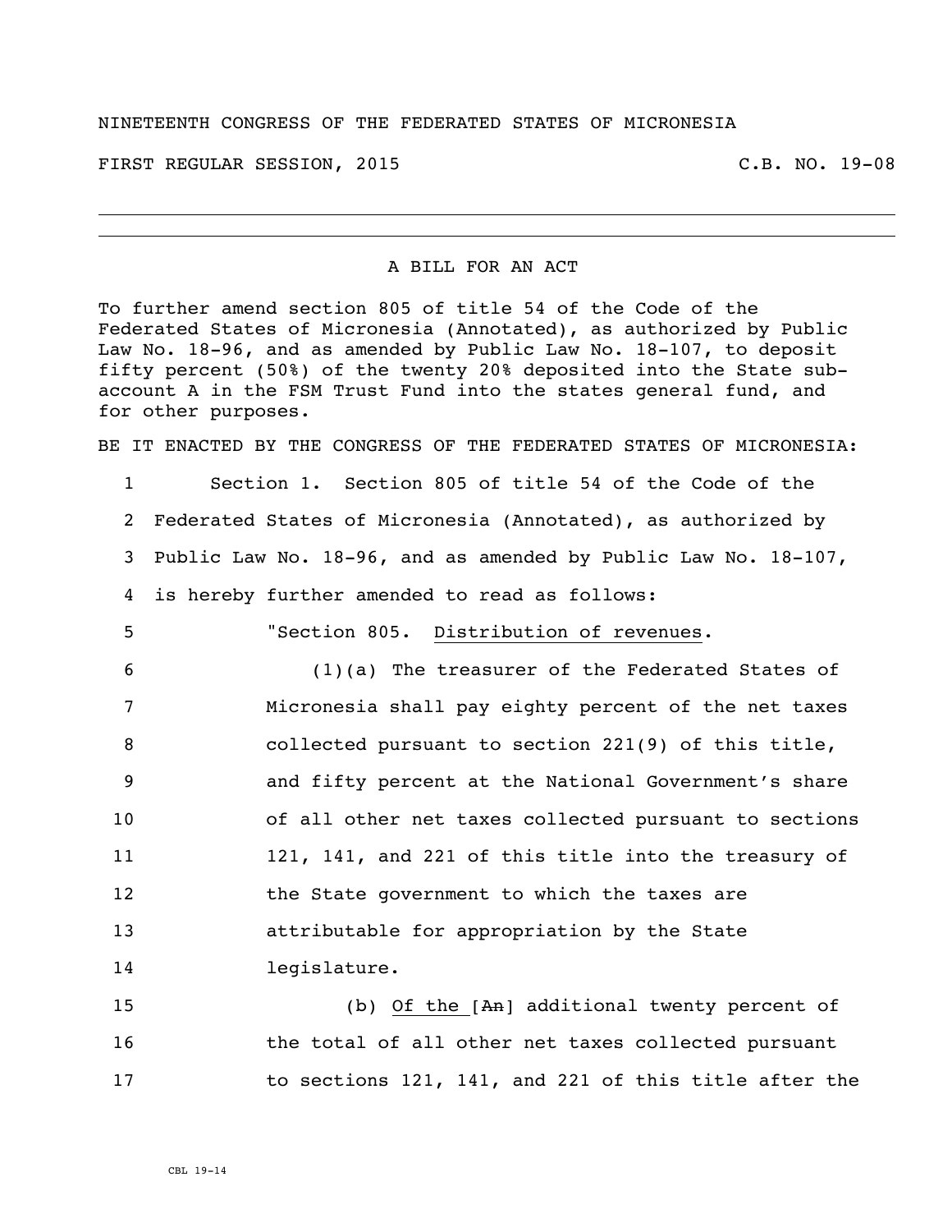NINETEENTH CONGRESS OF THE FEDERATED STATES OF MICRONESIA

FIRST REGULAR SESSION, 2015 C.B. NO. 19-08

---

A BILL FOR AN ACT

To further amend section 805 of title 54 of the Code of the Federated States of Micronesia (Annotated), as authorized by Public Law No. 18-96, and as amended by Public Law No. 18-107, to deposit fifty percent (50%) of the twenty 20% deposited into the State sub-account A in the FSM Trust Fund into the states general fund, and for other purposes.

BE IT ENACTED BY THE CONGRESS OF THE FEDERATED STATES OF MICRONESIA:

1 Section 1. Section 805 of title 54 of the Code of the
2 Federated States of Micronesia (Annotated), as authorized by
3 Public Law No. 18-96, and as amended by Public Law No. 18-107,
4 is hereby further amended to read as follows:

5 "Section 805. Distribution of revenues.

6 (1)(a) The treasurer of the Federated States of
7 Micronesia shall pay eighty percent of the net taxes
8 collected pursuant to section 221(9) of this title,
9 and fifty percent at the National Government's share
10 of all other net taxes collected pursuant to sections
11 121, 141, and 221 of this title into the treasury of
12 the State government to which the taxes are
13 attributable for appropriation by the State
14 legislature.

15 (b) Of the [~~An~~] additional twenty percent of
16 the total of all other net taxes collected pursuant
17 to sections 121, 141, and 221 of this title after the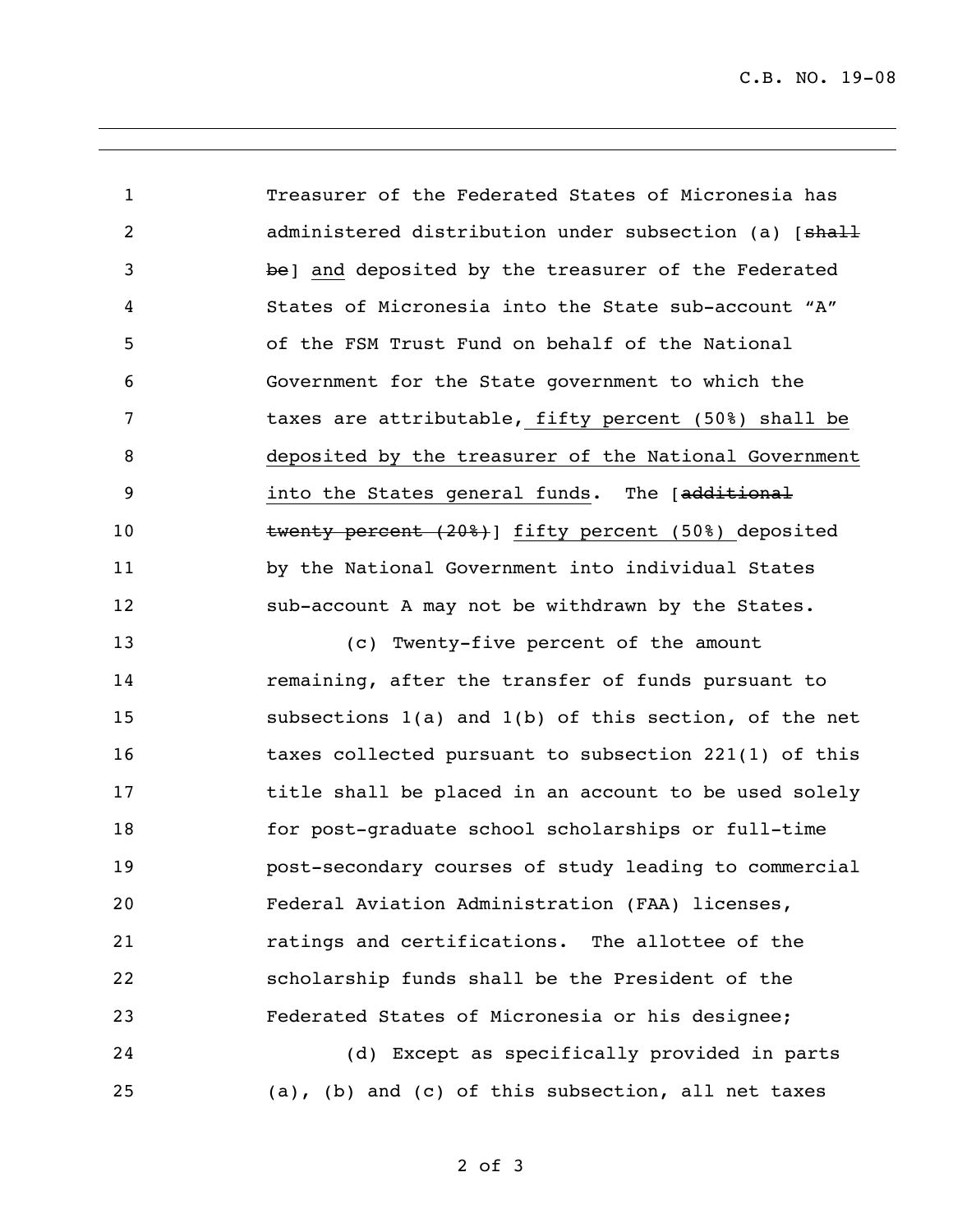Treasurer of the Federated States of Micronesia has administered distribution under subsection (a) [~~shall be~~] and deposited by the treasurer of the Federated States of Micronesia into the State sub-account "A" of the FSM Trust Fund on behalf of the National Government for the State government to which the taxes are attributable, fifty percent (50%) shall be deposited by the treasurer of the National Government into the States general funds. The [~~additional twenty percent (20%)~~] fifty percent (50%) deposited by the National Government into individual States sub-account A may not be withdrawn by the States.

(c) Twenty-five percent of the amount remaining, after the transfer of funds pursuant to subsections 1(a) and 1(b) of this section, of the net taxes collected pursuant to subsection 221(1) of this title shall be placed in an account to be used solely for post-graduate school scholarships or full-time post-secondary courses of study leading to commercial Federal Aviation Administration (FAA) licenses, ratings and certifications. The allottee of the scholarship funds shall be the President of the Federated States of Micronesia or his designee;

(d) Except as specifically provided in parts (a), (b) and (c) of this subsection, all net taxes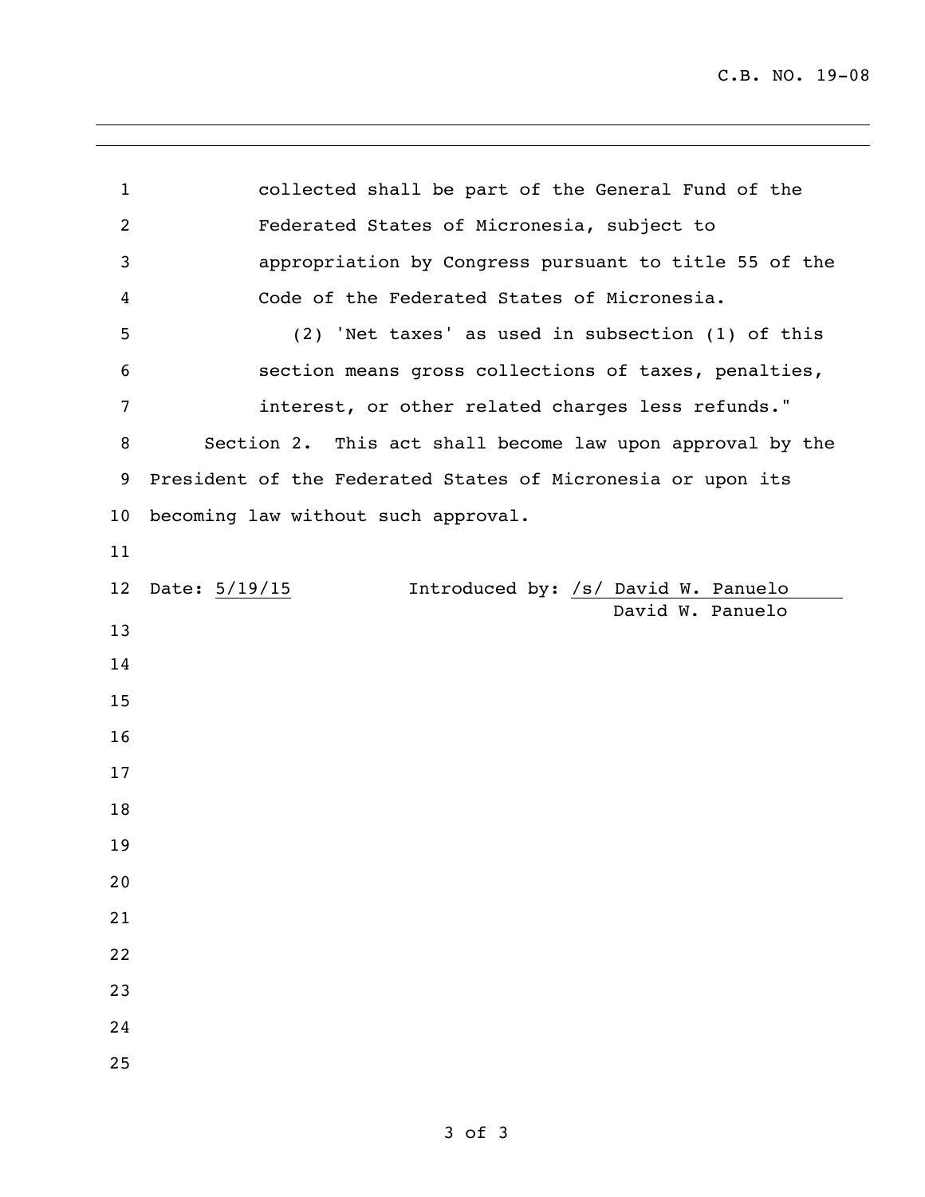collected shall be part of the General Fund of the Federated States of Micronesia, subject to appropriation by Congress pursuant to title 55 of the Code of the Federated States of Micronesia.

(2) 'Net taxes' as used in subsection (1) of this section means gross collections of taxes, penalties, interest, or other related charges less refunds."

Section 2. This act shall become law upon approval by the President of the Federated States of Micronesia or upon its becoming law without such approval.

Date: 5/19/15

Introduced by: /s/ David W. Panuelo

David W. Panuelo